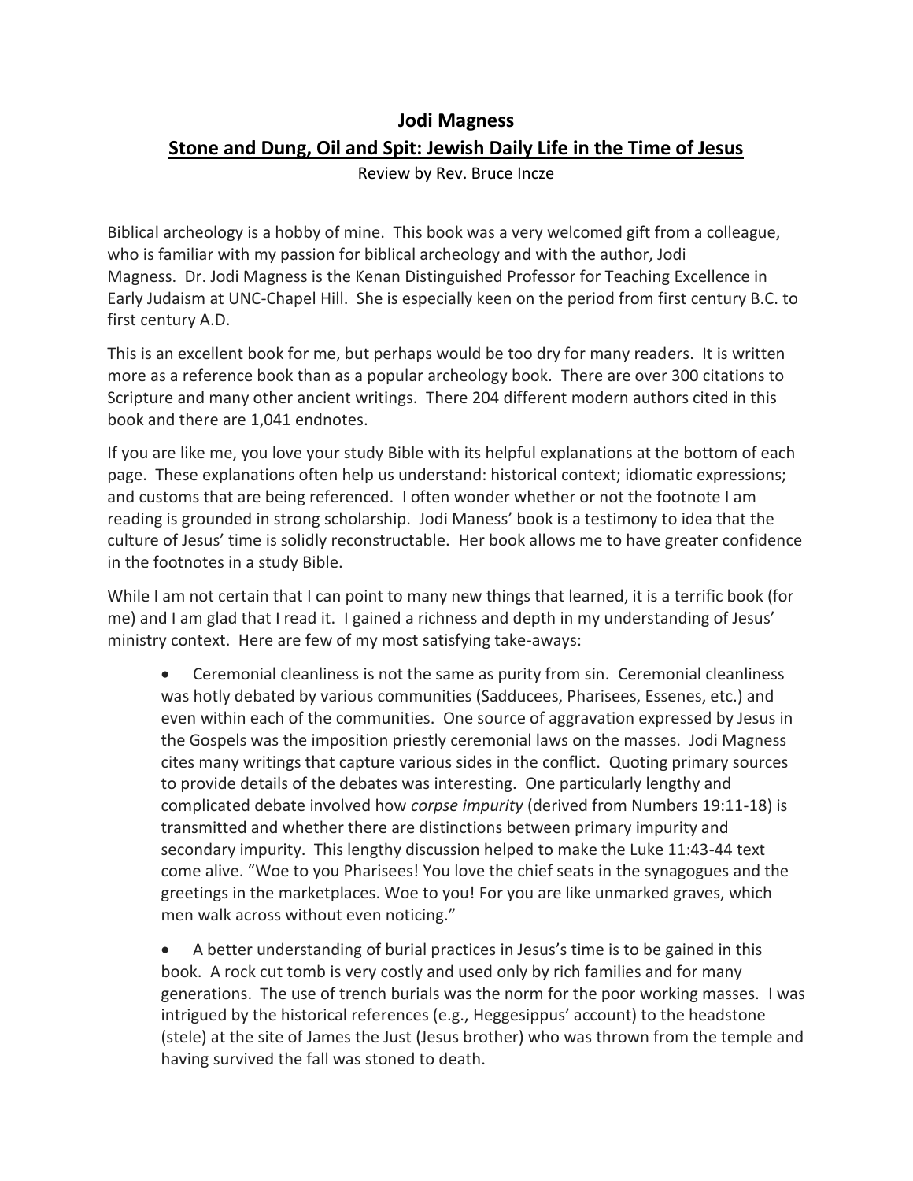# Jodi Magness

## <u>Stone and Dung, Oil and Spit: Jewish Daily Life in the Time of Jesus</u>

Review by Rev. Bruce Incze

Biblical archeology is a hobby of mine. This book was a very welcomed gift from a colleague, who is familiar with my passion for biblical archeology and with the author, Jodi Magness. Dr. Jodi Magness is the Kenan Distinguished Professor for Teaching Excellence in Early Judaism at UNC-Chapel Hill. She is especially keen on the period from first century B.C. to first century A.D.

This is an excellent book for me, but perhaps would be too dry for many readers. It is written more as a reference book than as a popular archeology book. There are over 300 citations to Scripture and many other ancient writings. There 204 different modern authors cited in this book and there are 1,041 endnotes.

If you are like me, you love your study Bible with its helpful explanations at the bottom of each page. These explanations often help us understand: historical context; idiomatic expressions; and customs that are being referenced. I often wonder whether or not the footnote I am reading is grounded in strong scholarship. Jodi Maness' book is a testimony to idea that the culture of Jesus' time is solidly reconstructable. Her book allows me to have greater confidence in the footnotes in a study Bible.

While I am not certain that I can point to many new things that learned, it is a terrific book (for me) and I am glad that I read it. I gained a richness and depth in my understanding of Jesus' ministry context. Here are few of my most satisfying take-aways:

- Ceremonial cleanliness is not the same as purity from sin. Ceremonial cleanliness was hotly debated by various communities (Sadducees, Pharisees, Essenes, etc.) and even within each of the communities. One source of aggravation expressed by Jesus in the Gospels was the imposition priestly ceremonial laws on the masses. Jodi Magness cites many writings that capture various sides in the conflict. Quoting primary sources to provide details of the debates was interesting. One particularly lengthy and complicated debate involved how *corpse impurity* (derived from Numbers 19:11-18) is transmitted and whether there are distinctions between primary impurity and secondary impurity. This lengthy discussion helped to make the Luke 11:43-44 text come alive. "Woe to you Pharisees! You love the chief seats in the synagogues and the greetings in the marketplaces. Woe to you! For you are like unmarked graves, which men walk across without even noticing."

- A better understanding of burial practices in Jesus's time is to be gained in this book. A rock cut tomb is very costly and used only by rich families and for many generations. The use of trench burials was the norm for the poor working masses. I was intrigued by the historical references (e.g., Heggesippus' account) to the headstone (stele) at the site of James the Just (Jesus brother) who was thrown from the temple and having survived the fall was stoned to death.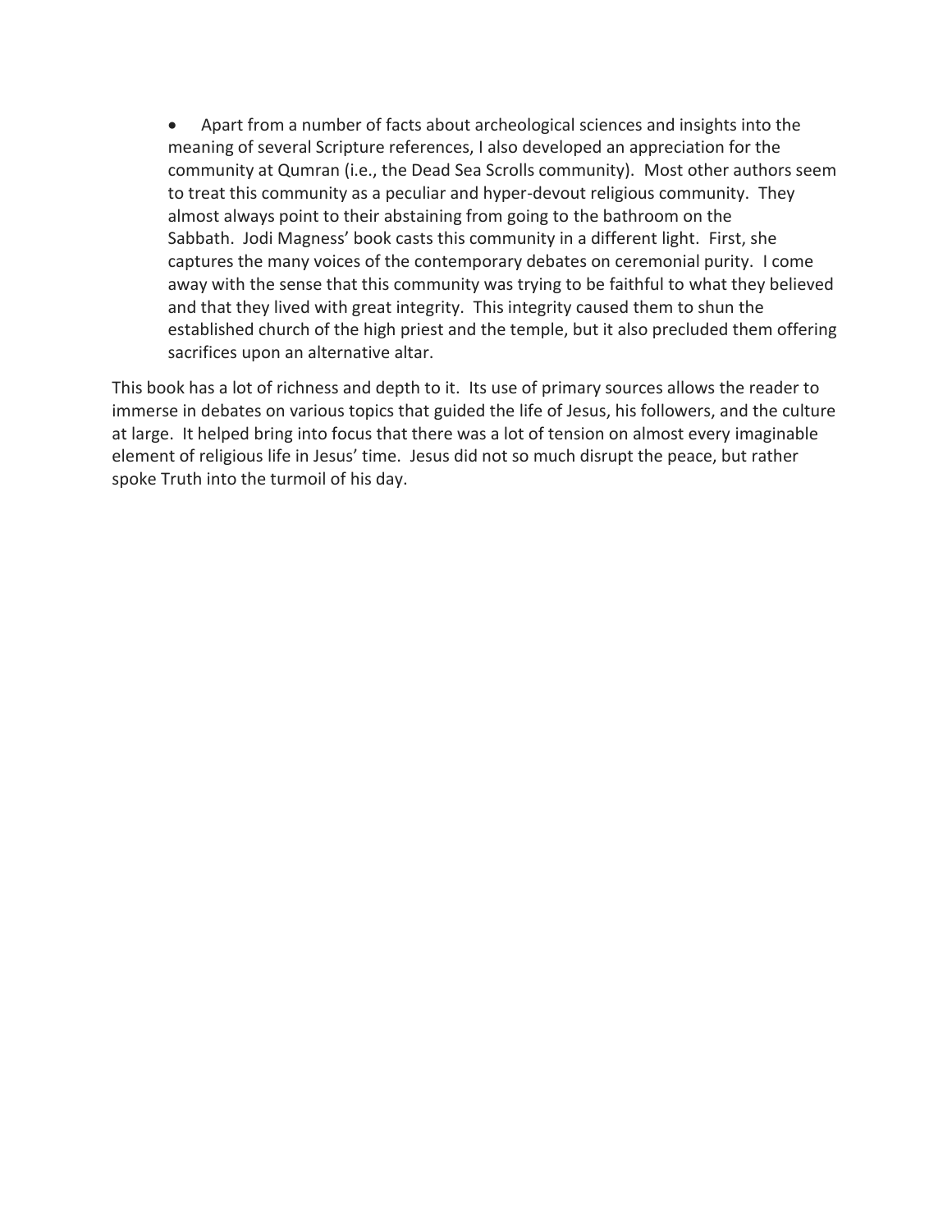- Apart from a number of facts about archeological sciences and insights into the meaning of several Scripture references, I also developed an appreciation for the community at Qumran (i.e., the Dead Sea Scrolls community). Most other authors seem to treat this community as a peculiar and hyper-devout religious community. They almost always point to their abstaining from going to the bathroom on the Sabbath. Jodi Magness' book casts this community in a different light. First, she captures the many voices of the contemporary debates on ceremonial purity. I come away with the sense that this community was trying to be faithful to what they believed and that they lived with great integrity. This integrity caused them to shun the established church of the high priest and the temple, but it also precluded them offering sacrifices upon an alternative altar.

This book has a lot of richness and depth to it. Its use of primary sources allows the reader to immerse in debates on various topics that guided the life of Jesus, his followers, and the culture at large. It helped bring into focus that there was a lot of tension on almost every imaginable element of religious life in Jesus' time. Jesus did not so much disrupt the peace, but rather spoke Truth into the turmoil of his day.